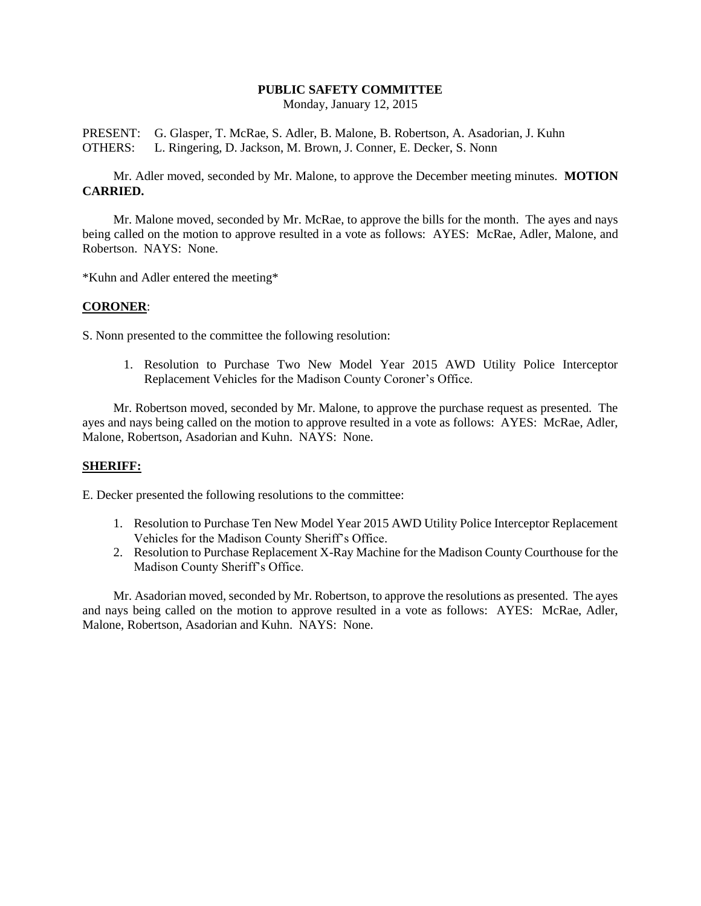**PUBLIC SAFETY COMMITTEE**
Monday, January 12, 2015

PRESENT: G. Glasper, T. McRae, S. Adler, B. Malone, B. Robertson, A. Asadorian, J. Kuhn
OTHERS: L. Ringering, D. Jackson, M. Brown, J. Conner, E. Decker, S. Nonn

Mr. Adler moved, seconded by Mr. Malone, to approve the December meeting minutes. **MOTION CARRIED.**

Mr. Malone moved, seconded by Mr. McRae, to approve the bills for the month. The ayes and nays being called on the motion to approve resulted in a vote as follows: AYES: McRae, Adler, Malone, and Robertson. NAYS: None.

*Kuhn and Adler entered the meeting*

**CORONER**:

S. Nonn presented to the committee the following resolution:

1. Resolution to Purchase Two New Model Year 2015 AWD Utility Police Interceptor Replacement Vehicles for the Madison County Coroner's Office.

Mr. Robertson moved, seconded by Mr. Malone, to approve the purchase request as presented. The ayes and nays being called on the motion to approve resulted in a vote as follows: AYES: McRae, Adler, Malone, Robertson, Asadorian and Kuhn. NAYS: None.

**SHERIFF:**

E. Decker presented the following resolutions to the committee:

1. Resolution to Purchase Ten New Model Year 2015 AWD Utility Police Interceptor Replacement Vehicles for the Madison County Sheriff's Office.
2. Resolution to Purchase Replacement X-Ray Machine for the Madison County Courthouse for the Madison County Sheriff's Office.

Mr. Asadorian moved, seconded by Mr. Robertson, to approve the resolutions as presented. The ayes and nays being called on the motion to approve resulted in a vote as follows: AYES: McRae, Adler, Malone, Robertson, Asadorian and Kuhn. NAYS: None.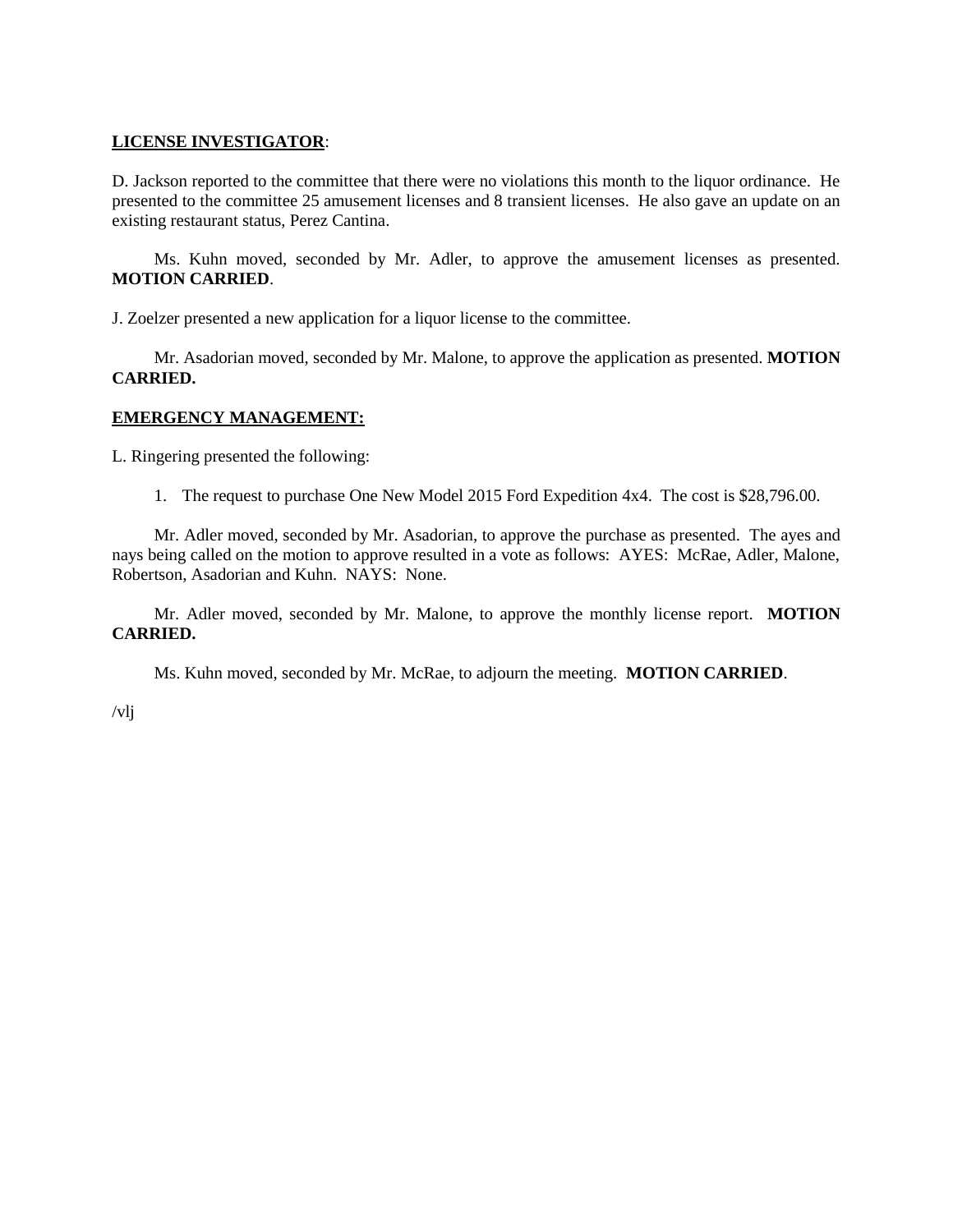**LICENSE INVESTIGATOR**:

D. Jackson reported to the committee that there were no violations this month to the liquor ordinance. He presented to the committee 25 amusement licenses and 8 transient licenses. He also gave an update on an existing restaurant status, Perez Cantina.

Ms. Kuhn moved, seconded by Mr. Adler, to approve the amusement licenses as presented. **MOTION CARRIED**.

J. Zoelzer presented a new application for a liquor license to the committee.

Mr. Asadorian moved, seconded by Mr. Malone, to approve the application as presented. **MOTION CARRIED.**

**EMERGENCY MANAGEMENT:**

L. Ringering presented the following:

1. The request to purchase One New Model 2015 Ford Expedition 4x4. The cost is $28,796.00.

Mr. Adler moved, seconded by Mr. Asadorian, to approve the purchase as presented. The ayes and nays being called on the motion to approve resulted in a vote as follows: AYES: McRae, Adler, Malone, Robertson, Asadorian and Kuhn. NAYS: None.

Mr. Adler moved, seconded by Mr. Malone, to approve the monthly license report. **MOTION CARRIED.**

Ms. Kuhn moved, seconded by Mr. McRae, to adjourn the meeting. **MOTION CARRIED**.

/vlj